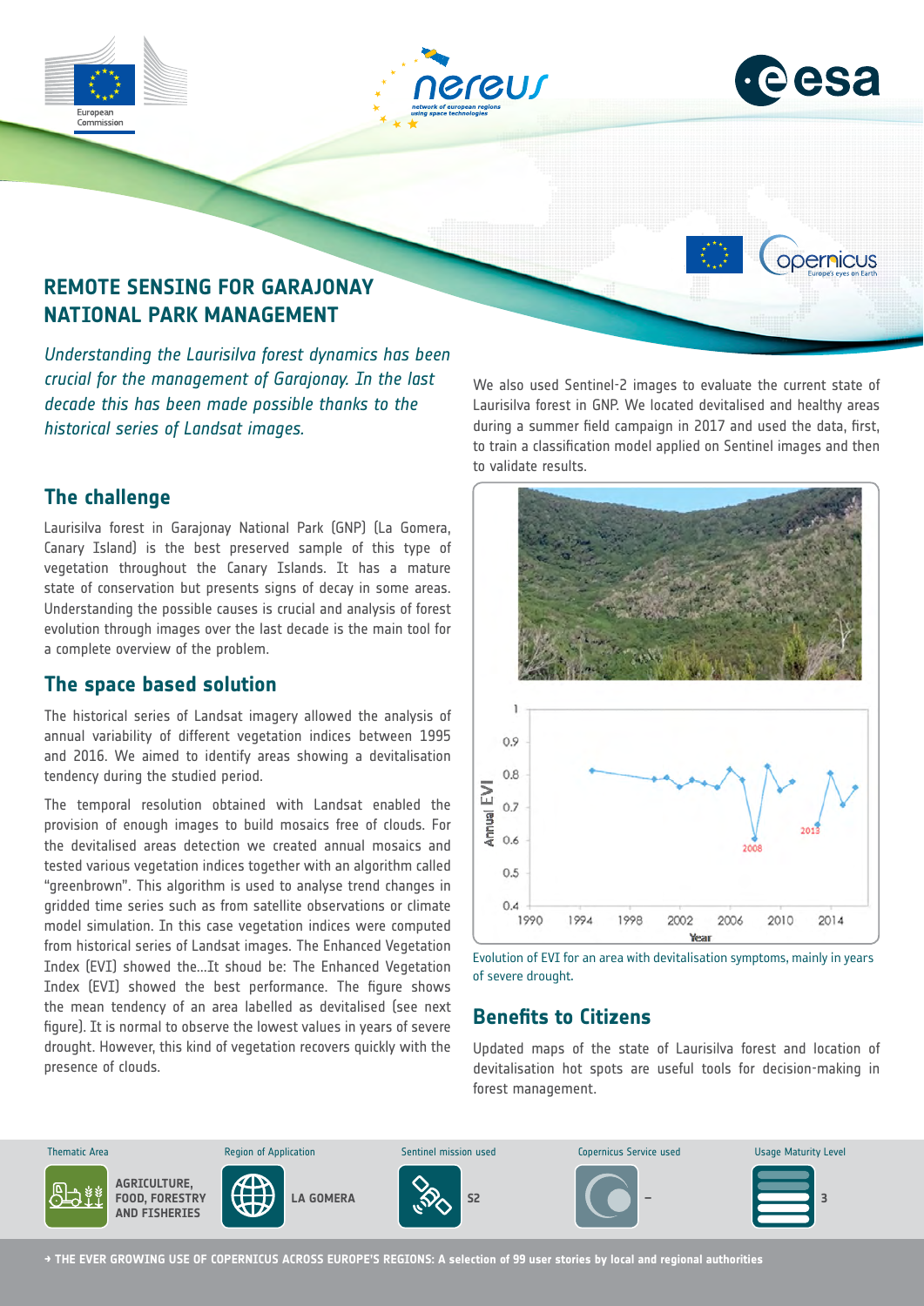# REMOTE SENSING FOR GARAJONAY NATIONAL PARK MANAGEMENT

*Understanding the Laurisilva forest dynamics has been crucial for the management of Garajonay. In the last decade this has been made possible thanks to the historical series of Landsat images.*

## The challenge

Laurisilva forest in Garajonay National Park (GNP) (La Gomera, Canary Island) is the best preserved sample of this type of vegetation throughout the Canary Islands. It has a mature state of conservation but presents signs of decay in some areas. Understanding the possible causes is crucial and analysis of forest evolution through images over the last decade is the main tool for a complete overview of the problem.

## The space based solution

The historical series of Landsat imagery allowed the analysis of annual variability of different vegetation indices between 1995 and 2016. We aimed to identify areas showing a devitalisation tendency during the studied period.

The temporal resolution obtained with Landsat enabled the provision of enough images to build mosaics free of clouds. For the devitalised areas detection we created annual mosaics and tested various vegetation indices together with an algorithm called "greenbrown". This algorithm is used to analyse trend changes in gridded time series such as from satellite observations or climate model simulation. In this case vegetation indices were computed from historical series of Landsat images. The Enhanced Vegetation Index (EVI) showed the...It shoud be: The Enhanced Vegetation Index (EVI) showed the best performance. The figure shows the mean tendency of an area labelled as devitalised (see next figure). It is normal to observe the lowest values in years of severe drought. However, this kind of vegetation recovers quickly with the presence of clouds.

We also used Sentinel-2 images to evaluate the current state of Laurisilva forest in GNP. We located devitalised and healthy areas during a summer field campaign in 2017 and used the data, first, to train a classification model applied on Sentinel images and then to validate results.

Evolution of EVI for an area with devitalisation symptoms, mainly in years of severe drought.

## Benefits to Citizens

Updated maps of the state of Laurisilva forest and location of devitalisation hot spots are useful tools for decision-making in forest management.

| Thematic Area | Region of Application | Sentinel mission used | Copernicus Service used | Usage Maturity Level |
|---|---|---|---|---|
| AGRICULTURE, FOOD, FORESTRY AND FISHERIES | LA GOMERA | S2 | – | 3 |

→ THE EVER GROWING USE OF COPERNICUS ACROSS EUROPE'S REGIONS: A selection of 99 user stories by local and regional authorities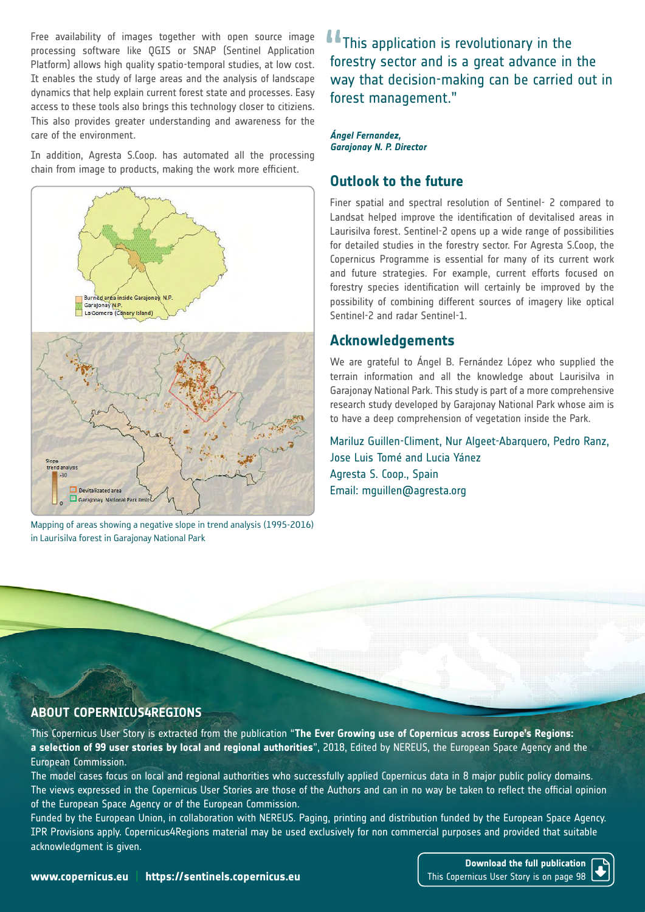Free availability of images together with open source image processing software like QGIS or SNAP (Sentinel Application Platform) allows high quality spatio-temporal studies, at low cost. It enables the study of large areas and the analysis of landscape dynamics that help explain current forest state and processes. Easy access to these tools also brings this technology closer to citiziens. This also provides greater understanding and awareness for the care of the environment.

In addition, Agresta S.Coop. has automated all the processing chain from image to products, making the work more efficient.

Burned area inside Garajonay N.P.
Garajonay N.P.
La Gomera (Canary Island)

Slope
trend analysis
-30
0
Devitalizated area
Garajonay National Park limit

Mapping of areas showing a negative slope in trend analysis (1995-2016) in Laurisilva forest in Garajonay National Park

> "This application is revolutionary in the forestry sector and is a great advance in the way that decision-making can be carried out in forest management."
>
> ***Ángel Fernandez, Garajonay N. P. Director***

## Outlook to the future

Finer spatial and spectral resolution of Sentinel- 2 compared to Landsat helped improve the identification of devitalised areas in Laurisilva forest. Sentinel-2 opens up a wide range of possibilities for detailed studies in the forestry sector. For Agresta S.Coop, the Copernicus Programme is essential for many of its current work and future strategies. For example, current efforts focused on forestry species identification will certainly be improved by the possibility of combining different sources of imagery like optical Sentinel-2 and radar Sentinel-1.

## Acknowledgements

We are grateful to Ángel B. Fernández López who supplied the terrain information and all the knowledge about Laurisilva in Garajonay National Park. This study is part of a more comprehensive research study developed by Garajonay National Park whose aim is to have a deep comprehension of vegetation inside the Park.

Mariluz Guillen-Climent, Nur Algeet-Abarquero, Pedro Ranz, Jose Luis Tomé and Lucia Yánez
Agresta S. Coop., Spain
Email: mguillen@agresta.org

## ABOUT COPERNICUS4REGIONS

This Copernicus User Story is extracted from the publication "**The Ever Growing use of Copernicus across Europe's Regions: a selection of 99 user stories by local and regional authorities**", 2018, Edited by NEREUS, the European Space Agency and the European Commission.
The model cases focus on local and regional authorities who successfully applied Copernicus data in 8 major public policy domains. The views expressed in the Copernicus User Stories are those of the Authors and can in no way be taken to reflect the official opinion of the European Space Agency or of the European Commission.
Funded by the European Union, in collaboration with NEREUS. Paging, printing and distribution funded by the European Space Agency. IPR Provisions apply. Copernicus4Regions material may be used exclusively for non commercial purposes and provided that suitable acknowledgment is given.

**www.copernicus.eu** | **https://sentinels.copernicus.eu**

**Download the full publication**
This Copernicus User Story is on page 98